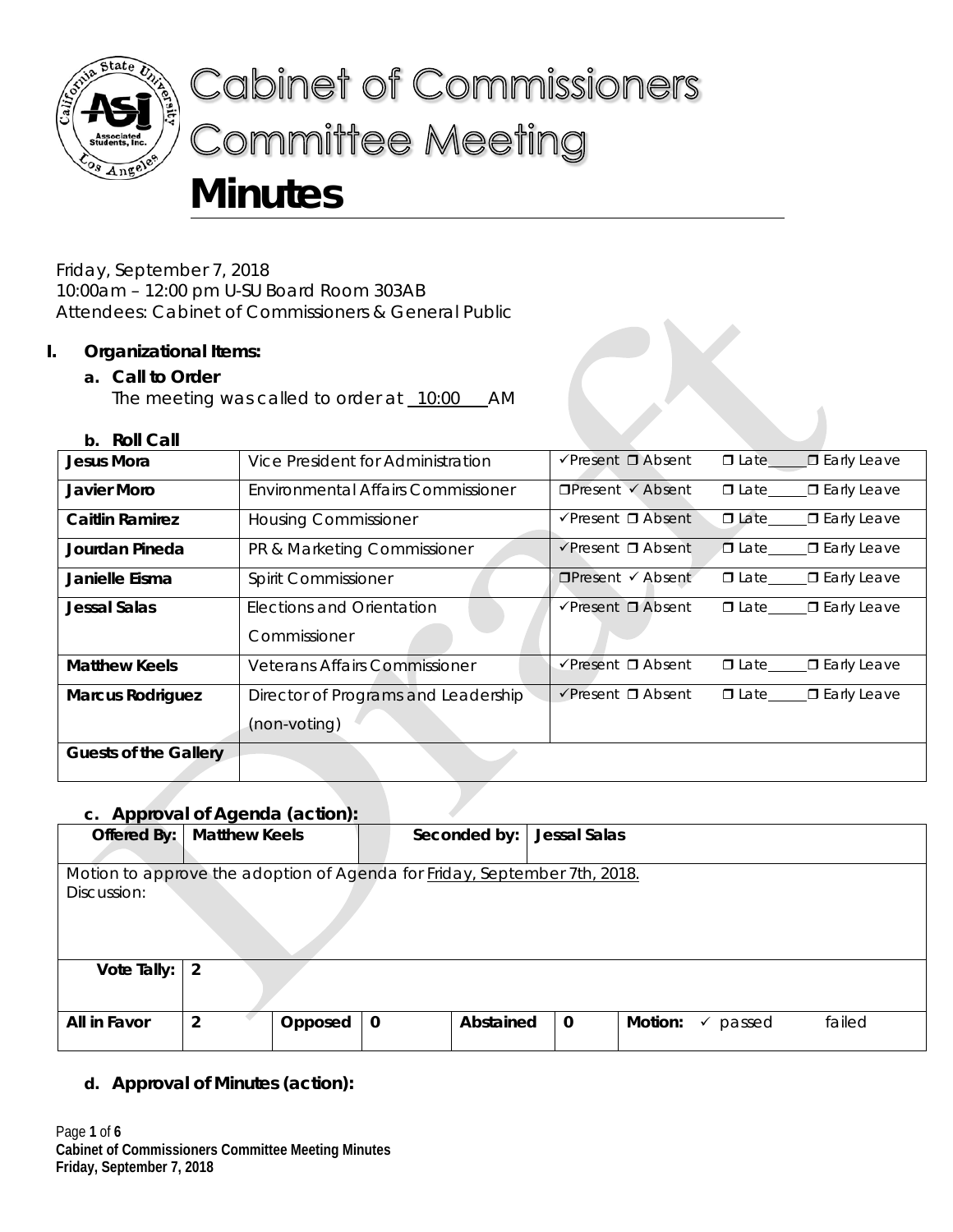# Cabinet of Commissioners Committee Meeting

# Minutes

Friday, September 7, 2018
10:00am – 12:00 pm U-SU Board Room 303AB
Attendees: Cabinet of Commissioners & General Public

## I. Organizational Items:

### a. Call to Order

The meeting was called to order at 10:00 AM

### b. Roll Call

| | | | |
|---|---|---|---|
| **Jesus Mora** | Vice President for Administration | ✓Present ❒ Absent | ❒ Late____ ❒ Early Leave |
| **Javier Moro** | Environmental Affairs Commissioner | ❒Present ✓ Absent | ❒ Late____ ❒ Early Leave |
| **Caitlin Ramirez** | Housing Commissioner | ✓Present ❒ Absent | ❒ Late____ ❒ Early Leave |
| **Jourdan Pineda** | PR & Marketing Commissioner | ✓Present ❒ Absent | ❒ Late____ ❒ Early Leave |
| **Janielle Eisma** | Spirit Commissioner | ❒Present ✓ Absent | ❒ Late____ ❒ Early Leave |
| **Jessal Salas** | Elections and Orientation Commissioner | ✓Present ❒ Absent | ❒ Late____ ❒ Early Leave |
| **Matthew Keels** | Veterans Affairs Commissioner | ✓Present ❒ Absent | ❒ Late____ ❒ Early Leave |
| **Marcus Rodriguez** | Director of Programs and Leadership (non-voting) | ✓Present ❒ Absent | ❒ Late____ ❒ Early Leave |
| **Guests of the Gallery** | | | |

### c. Approval of Agenda (action):

| **Offered By:** | Matthew Keels | | | **Seconded by:** | Jessal Salas | | |
|---|---|---|---|---|---|---|---|
| Motion to approve the adoption of Agenda for Friday, September 7th, 2018. Discussion: | | | | | | | |
| **Vote Tally:** | 2 | | | | | | |
| **All in Favor** | 2 | **Opposed** | 0 | **Abstained** | 0 | **Motion:** ✓ passed | failed |

### d. Approval of Minutes (action):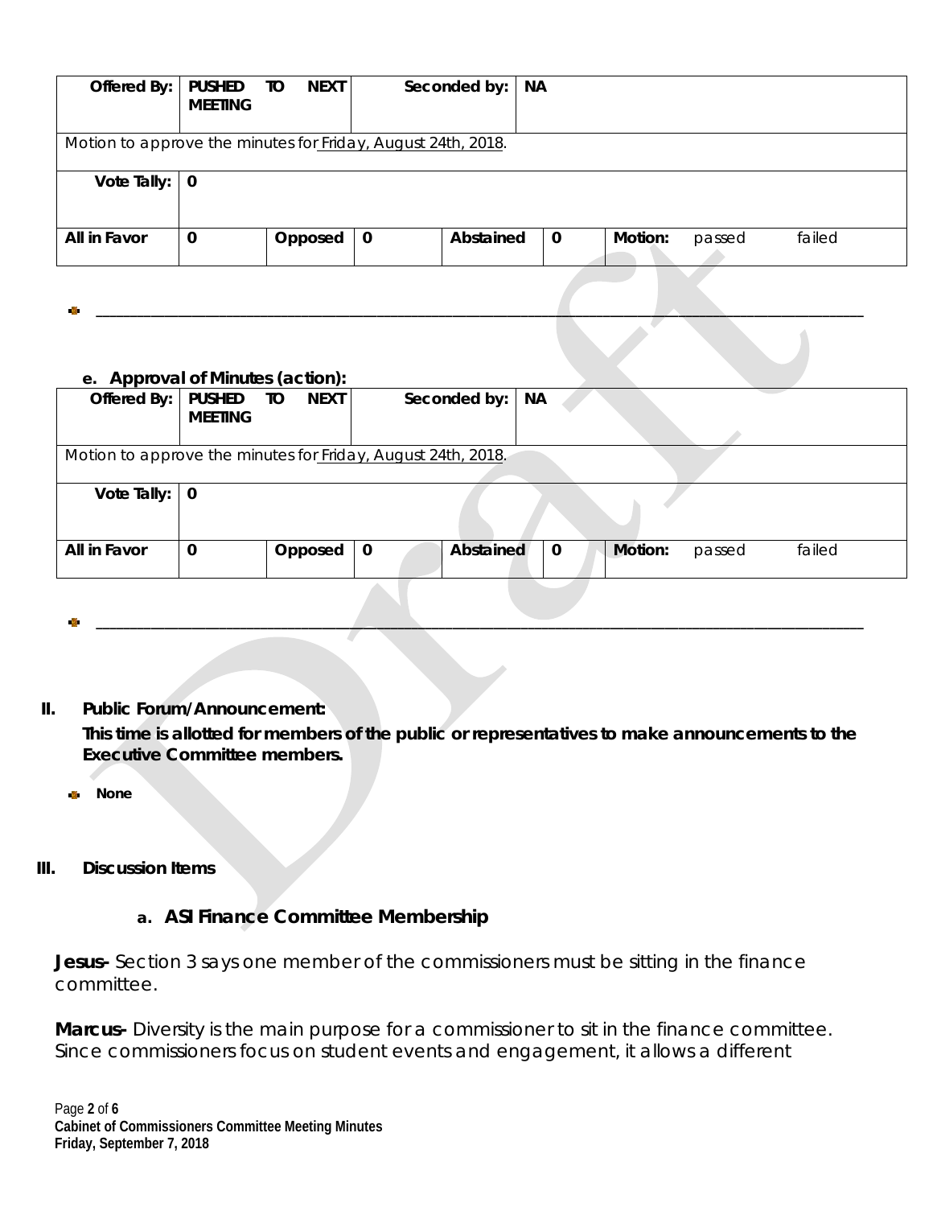| Offered By: | PUSHED TO NEXT MEETING | | Seconded by: | NA | | | |
|---|---|---|---|---|---|---|---|
| Motion to approve the minutes for Friday, August 24th, 2018. | | | | | | | |
| Vote Tally: | 0 | | | | | | |
| All in Favor | 0 | Opposed | 0 | Abstained | 0 | Motion: | passed failed |

- ________________________________________________________________________________

**e. Approval of Minutes (action):**

| Offered By: | PUSHED TO NEXT MEETING | | Seconded by: | NA | | | |
|---|---|---|---|---|---|---|---|
| Motion to approve the minutes for Friday, August 24th, 2018. | | | | | | | |
| Vote Tally: | 0 | | | | | | |
| All in Favor | 0 | Opposed | 0 | Abstained | 0 | Motion: | passed failed |

- ________________________________________________________________________________

## II. Public Forum/Announcement:

**This time is allotted for members of the public or representatives to make announcements to the Executive Committee members.**

- **None**

## III. Discussion Items

### a. ASI Finance Committee Membership

**Jesus-** Section 3 says one member of the commissioners must be sitting in the finance committee.

**Marcus-** Diversity is the main purpose for a commissioner to sit in the finance committee. Since commissioners focus on student events and engagement, it allows a different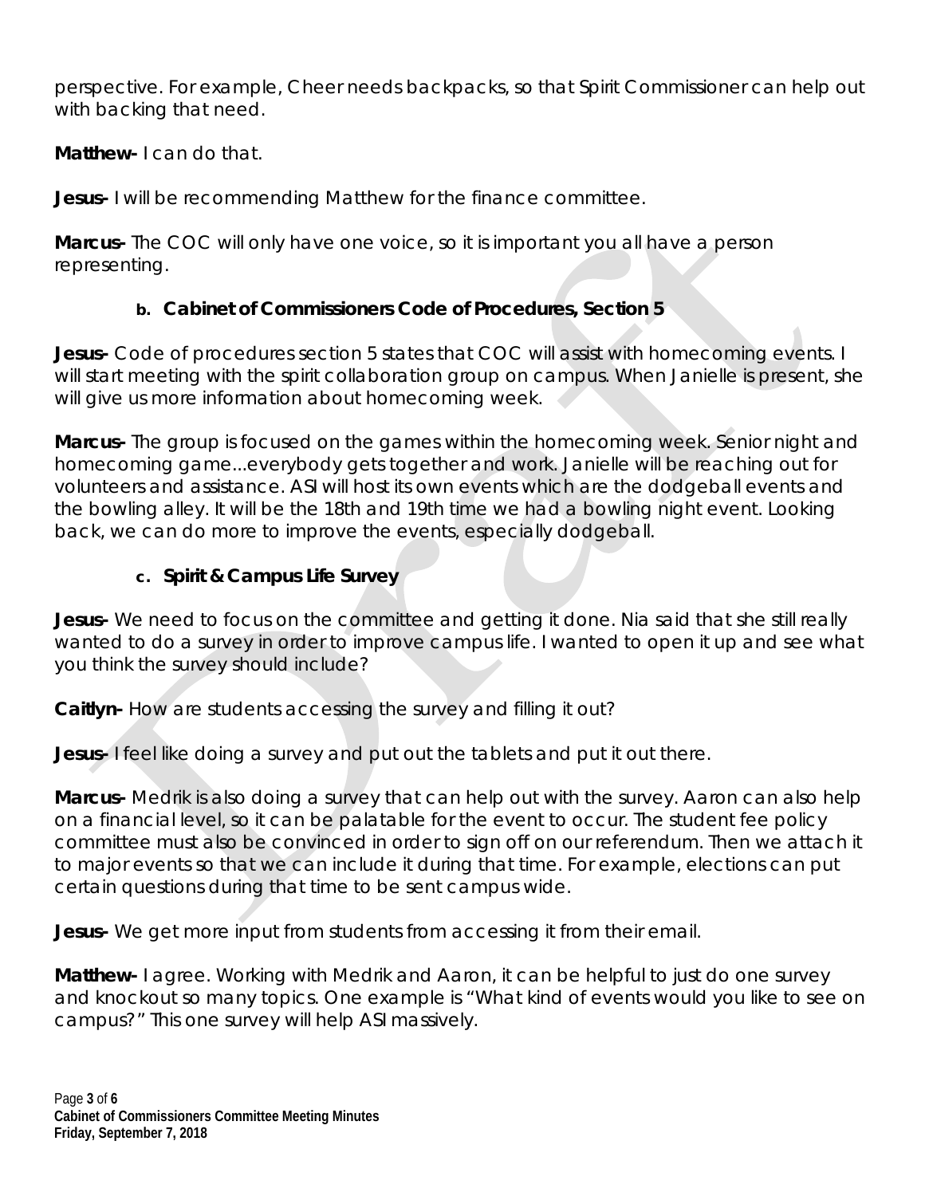perspective. For example, Cheer needs backpacks, so that Spirit Commissioner can help out with backing that need.

**Matthew-** I can do that.

**Jesus-** I will be recommending Matthew for the finance committee.

**Marcus-** The COC will only have one voice, so it is important you all have a person representing.

### b. Cabinet of Commissioners Code of Procedures, Section 5

**Jesus-** Code of procedures section 5 states that COC will assist with homecoming events. I will start meeting with the spirit collaboration group on campus. When Janielle is present, she will give us more information about homecoming week.

**Marcus-** The group is focused on the games within the homecoming week. Senior night and homecoming game...everybody gets together and work. Janielle will be reaching out for volunteers and assistance. ASI will host its own events which are the dodgeball events and the bowling alley. It will be the 18th and 19th time we had a bowling night event. Looking back, we can do more to improve the events, especially dodgeball.

### c. Spirit & Campus Life Survey

**Jesus-** We need to focus on the committee and getting it done. Nia said that she still really wanted to do a survey in order to improve campus life. I wanted to open it up and see what you think the survey should include?

**Caitlyn-** How are students accessing the survey and filling it out?

**Jesus-** I feel like doing a survey and put out the tablets and put it out there.

**Marcus-** Medrik is also doing a survey that can help out with the survey. Aaron can also help on a financial level, so it can be palatable for the event to occur. The student fee policy committee must also be convinced in order to sign off on our referendum. Then we attach it to major events so that we can include it during that time. For example, elections can put certain questions during that time to be sent campus wide.

**Jesus-** We get more input from students from accessing it from their email.

**Matthew-** I agree. Working with Medrik and Aaron, it can be helpful to just do one survey and knockout so many topics. One example is "What kind of events would you like to see on campus?" This one survey will help ASI massively.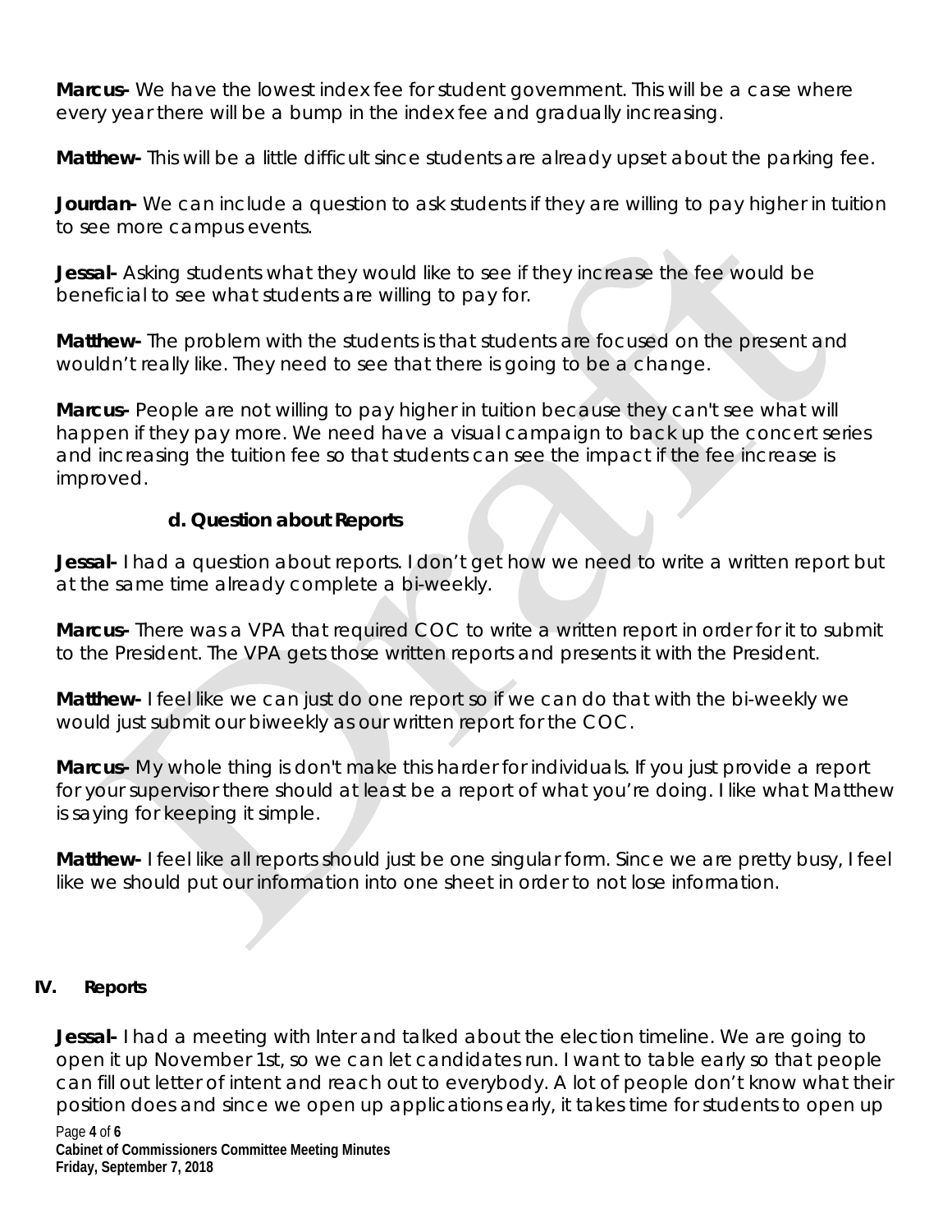**Marcus-** We have the lowest index fee for student government. This will be a case where every year there will be a bump in the index fee and gradually increasing.

**Matthew-** This will be a little difficult since students are already upset about the parking fee.

**Jourdan-** We can include a question to ask students if they are willing to pay higher in tuition to see more campus events.

**Jessal-** Asking students what they would like to see if they increase the fee would be beneficial to see what students are willing to pay for.

**Matthew-** The problem with the students is that students are focused on the present and wouldn't really like. They need to see that there is going to be a change.

**Marcus-** People are not willing to pay higher in tuition because they can't see what will happen if they pay more. We need have a visual campaign to back up the concert series and increasing the tuition fee so that students can see the impact if the fee increase is improved.

**d. Question about Reports**

**Jessal-** I had a question about reports. I don't get how we need to write a written report but at the same time already complete a bi-weekly.

**Marcus-** There was a VPA that required COC to write a written report in order for it to submit to the President. The VPA gets those written reports and presents it with the President.

**Matthew-** I feel like we can just do one report so if we can do that with the bi-weekly we would just submit our biweekly as our written report for the COC.

**Marcus-** My whole thing is don't make this harder for individuals. If you just provide a report for your supervisor there should at least be a report of what you're doing. I like what Matthew is saying for keeping it simple.

**Matthew-** I feel like all reports should just be one singular form. Since we are pretty busy, I feel like we should put our information into one sheet in order to not lose information.

## IV. Reports

**Jessal-** I had a meeting with Inter and talked about the election timeline. We are going to open it up November 1st, so we can let candidates run. I want to table early so that people can fill out letter of intent and reach out to everybody. A lot of people don't know what their position does and since we open up applications early, it takes time for students to open up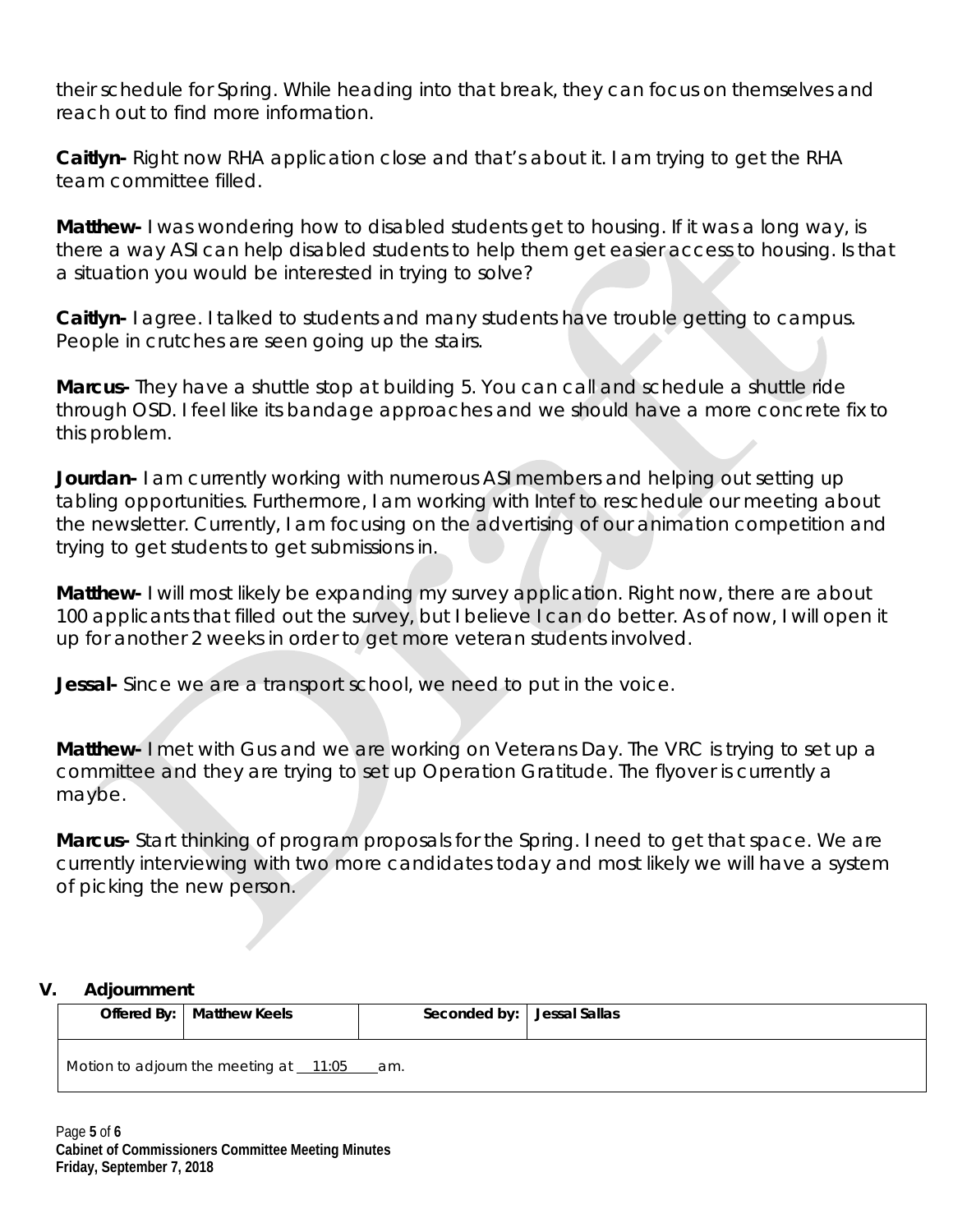their schedule for Spring. While heading into that break, they can focus on themselves and reach out to find more information.

**Caitlyn-** Right now RHA application close and that's about it. I am trying to get the RHA team committee filled.

**Matthew-** I was wondering how to disabled students get to housing. If it was a long way, is there a way ASI can help disabled students to help them get easier access to housing. Is that a situation you would be interested in trying to solve?

**Caitlyn-** I agree. I talked to students and many students have trouble getting to campus. People in crutches are seen going up the stairs.

**Marcus-** They have a shuttle stop at building 5. You can call and schedule a shuttle ride through OSD. I feel like its bandage approaches and we should have a more concrete fix to this problem.

**Jourdan-** I am currently working with numerous ASI members and helping out setting up tabling opportunities. Furthermore, I am working with Intef to reschedule our meeting about the newsletter. Currently, I am focusing on the advertising of our animation competition and trying to get students to get submissions in.

**Matthew-** I will most likely be expanding my survey application. Right now, there are about 100 applicants that filled out the survey, but I believe I can do better. As of now, I will open it up for another 2 weeks in order to get more veteran students involved.

**Jessal-** Since we are a transport school, we need to put in the voice.

**Matthew-** I met with Gus and we are working on Veterans Day. The VRC is trying to set up a committee and they are trying to set up Operation Gratitude. The flyover is currently a maybe.

**Marcus-** Start thinking of program proposals for the Spring. I need to get that space. We are currently interviewing with two more candidates today and most likely we will have a system of picking the new person.

## V. Adjournment

| Offered By: | Matthew Keels | Seconded by: | Jessal Sallas |
|---|---|---|---|
| Motion to adjourn the meeting at 11:05 am. | | | |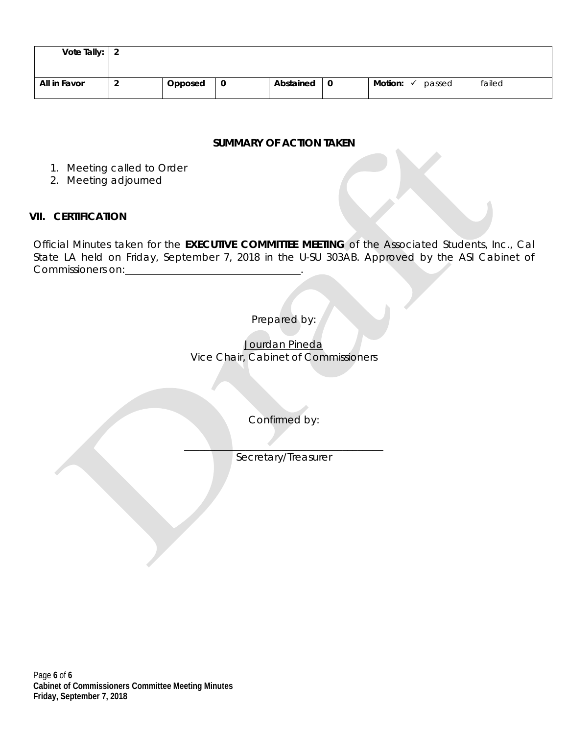| | | | | | | | |
|---|---|---|---|---|---|---|---|
| **Vote Tally:** | 2 | | | | | | |
| **All in Favor** | 2 | **Opposed** | 0 | **Abstained** | 0 | **Motion:** ✓ passed | failed |

**SUMMARY OF ACTION TAKEN**

1. Meeting called to Order
2. Meeting adjourned

## VII. CERTIFICATION

Official Minutes taken for the **EXECUTIVE COMMITTEE MEETING** of the Associated Students, Inc., Cal State LA held on Friday, September 7, 2018 in the U-SU 303AB. Approved by the ASI Cabinet of Commissioners on:\_\_\_\_\_\_\_\_\_\_\_\_\_\_\_\_\_\_\_\_\_\_\_\_\_\_\_\_\_\_.

Prepared by:

Jourdan Pineda
Vice Chair, Cabinet of Commissioners

Confirmed by:

\_\_\_\_\_\_\_\_\_\_\_\_\_\_\_\_\_\_\_\_\_\_\_\_\_\_\_\_\_\_\_\_\_\_\_\_
Secretary/Treasurer

Draft